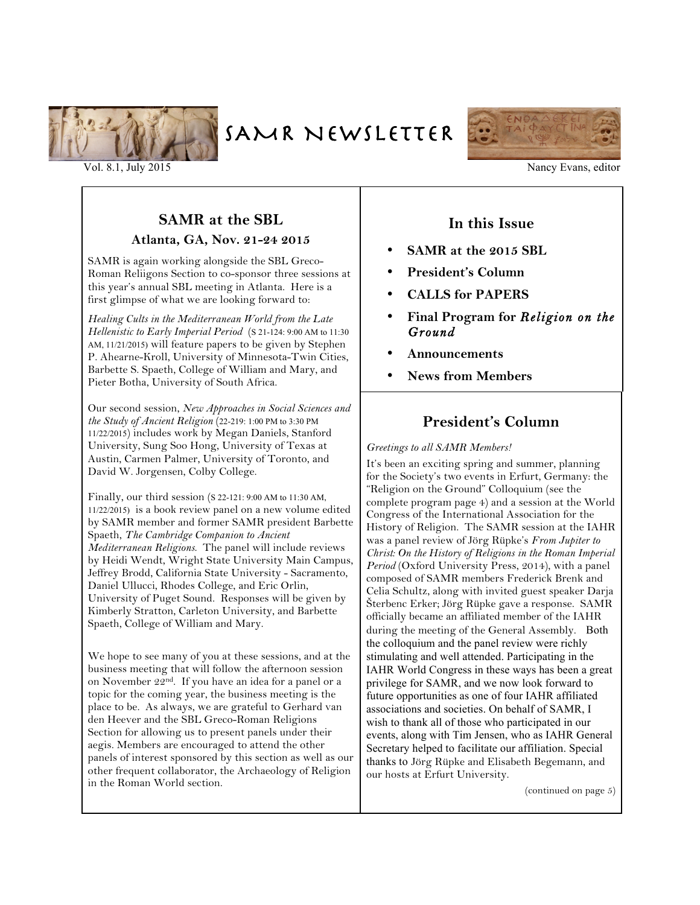# SAMR Newsletter

Vol. 8.1, July 2015

Nancy Evans, editor

## SAMR at the SBL

### Atlanta, GA, Nov. 21-24 2015

SAMR is again working alongside the SBL Greco-Roman Religions Section to co-sponsor three sessions at this year's annual SBL meeting in Atlanta. Here is a first glimpse of what we are looking forward to:

*Healing Cults in the Mediterranean World from the Late Hellenistic to Early Imperial Period* (S 21-124: 9:00 AM to 11:30 AM, 11/21/2015) will feature papers to be given by Stephen P. Ahearne-Kroll, University of Minnesota-Twin Cities, Barbette S. Spaeth, College of William and Mary, and Pieter Botha, University of South Africa.

Our second session, *New Approaches in Social Sciences and the Study of Ancient Religion* (22-219: 1:00 PM to 3:30 PM 11/22/2015) includes work by Megan Daniels, Stanford University, Sung Soo Hong, University of Texas at Austin, Carmen Palmer, University of Toronto, and David W. Jorgensen, Colby College.

Finally, our third session (S 22-121: 9:00 AM to 11:30 AM, 11/22/2015) is a book review panel on a new volume edited by SAMR member and former SAMR president Barbette Spaeth, *The Cambridge Companion to Ancient Mediterranean Religions*. The panel will include reviews by Heidi Wendt, Wright State University Main Campus, Jeffrey Brodd, California State University - Sacramento, Daniel Ullucci, Rhodes College, and Eric Orlin, University of Puget Sound. Responses will be given by Kimberly Stratton, Carleton University, and Barbette Spaeth, College of William and Mary.

We hope to see many of you at these sessions, and at the business meeting that will follow the afternoon session on November 22nd. If you have an idea for a panel or a topic for the coming year, the business meeting is the place to be. As always, we are grateful to Gerhard van den Heever and the SBL Greco-Roman Religions Section for allowing us to present panels under their aegis. Members are encouraged to attend the other panels of interest sponsored by this section as well as our other frequent collaborator, the Archaeology of Religion in the Roman World section.

## In this Issue

- **SAMR at the 2015 SBL**
- **President's Column**
- **CALLS for PAPERS**
- **Final Program for *Religion on the Ground***
- **Announcements**
- **News from Members**

## President's Column

*Greetings to all SAMR Members!*

It's been an exciting spring and summer, planning for the Society's two events in Erfurt, Germany: the "Religion on the Ground" Colloquium (see the complete program page 4) and a session at the World Congress of the International Association for the History of Religion. The SAMR session at the IAHR was a panel review of Jörg Rüpke's *From Jupiter to Christ: On the History of Religions in the Roman Imperial Period* (Oxford University Press, 2014), with a panel composed of SAMR members Frederick Brenk and Celia Schultz, along with invited guest speaker Darja Šterbenc Erker; Jörg Rüpke gave a response. SAMR officially became an affiliated member of the IAHR during the meeting of the General Assembly. Both the colloquium and the panel review were richly stimulating and well attended. Participating in the IAHR World Congress in these ways has been a great privilege for SAMR, and we now look forward to future opportunities as one of four IAHR affiliated associations and societies. On behalf of SAMR, I wish to thank all of those who participated in our events, along with Tim Jensen, who as IAHR General Secretary helped to facilitate our affiliation. Special thanks to Jörg Rüpke and Elisabeth Begemann, and our hosts at Erfurt University.

(continued on page 5)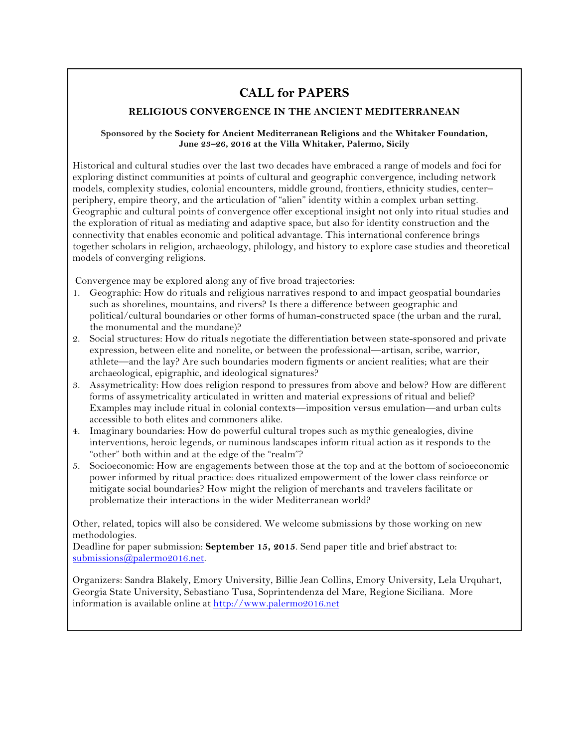# CALL for PAPERS

## RELIGIOUS CONVERGENCE IN THE ANCIENT MEDITERRANEAN

**Sponsored by the Society for Ancient Mediterranean Religions and the Whitaker Foundation, June 23–26, 2016 at the Villa Whitaker, Palermo, Sicily**

Historical and cultural studies over the last two decades have embraced a range of models and foci for exploring distinct communities at points of cultural and geographic convergence, including network models, complexity studies, colonial encounters, middle ground, frontiers, ethnicity studies, center–periphery, empire theory, and the articulation of "alien" identity within a complex urban setting. Geographic and cultural points of convergence offer exceptional insight not only into ritual studies and the exploration of ritual as mediating and adaptive space, but also for identity construction and the connectivity that enables economic and political advantage. This international conference brings together scholars in religion, archaeology, philology, and history to explore case studies and theoretical models of converging religions.

Convergence may be explored along any of five broad trajectories:

1. Geographic: How do rituals and religious narratives respond to and impact geospatial boundaries such as shorelines, mountains, and rivers? Is there a difference between geographic and political/cultural boundaries or other forms of human-constructed space (the urban and the rural, the monumental and the mundane)?
2. Social structures: How do rituals negotiate the differentiation between state-sponsored and private expression, between elite and nonelite, or between the professional—artisan, scribe, warrior, athlete—and the lay? Are such boundaries modern figments or ancient realities; what are their archaeological, epigraphic, and ideological signatures?
3. Assymetricality: How does religion respond to pressures from above and below? How are different forms of assymetricality articulated in written and material expressions of ritual and belief? Examples may include ritual in colonial contexts—imposition versus emulation—and urban cults accessible to both elites and commoners alike.
4. Imaginary boundaries: How do powerful cultural tropes such as mythic genealogies, divine interventions, heroic legends, or numinous landscapes inform ritual action as it responds to the "other" both within and at the edge of the "realm"?
5. Socioeconomic: How are engagements between those at the top and at the bottom of socioeconomic power informed by ritual practice: does ritualized empowerment of the lower class reinforce or mitigate social boundaries? How might the religion of merchants and travelers facilitate or problematize their interactions in the wider Mediterranean world?

Other, related, topics will also be considered. We welcome submissions by those working on new methodologies.
Deadline for paper submission: **September 15, 2015**. Send paper title and brief abstract to: submissions@palermo2016.net.

Organizers: Sandra Blakely, Emory University, Billie Jean Collins, Emory University, Lela Urquhart, Georgia State University, Sebastiano Tusa, Soprintendenza del Mare, Regione Siciliana. More information is available online at http://www.palermo2016.net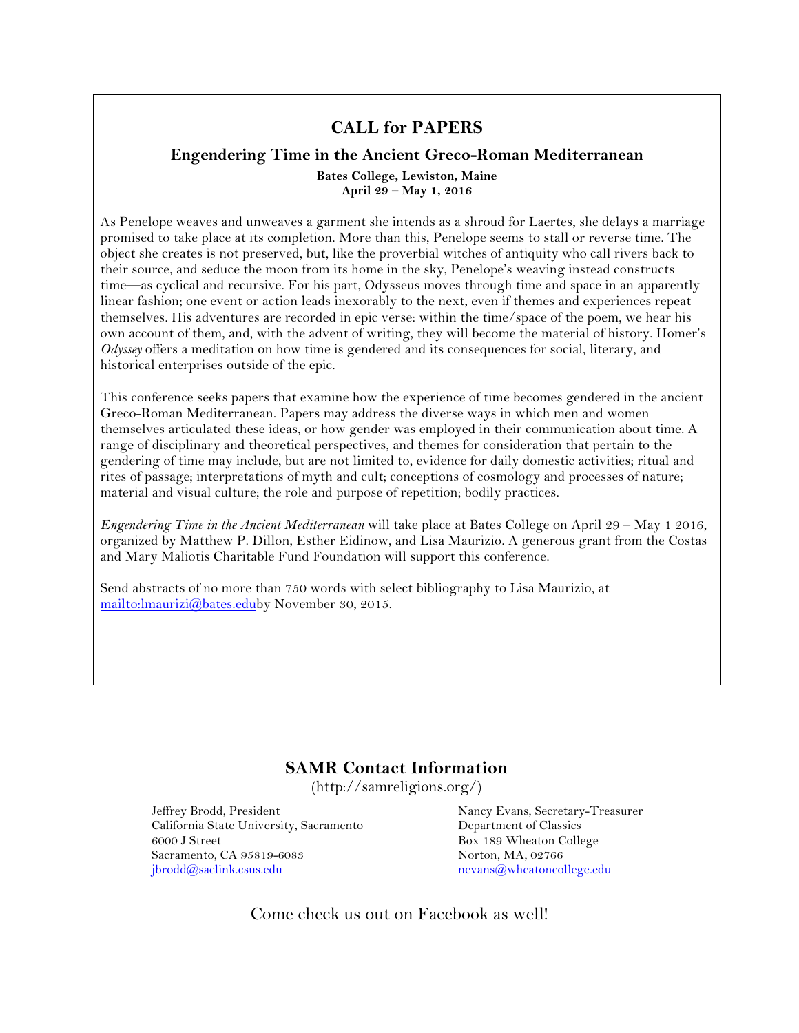## CALL for PAPERS

### Engendering Time in the Ancient Greco-Roman Mediterranean

**Bates College, Lewiston, Maine**
**April 29 – May 1, 2016**

As Penelope weaves and unweaves a garment she intends as a shroud for Laertes, she delays a marriage promised to take place at its completion. More than this, Penelope seems to stall or reverse time. The object she creates is not preserved, but, like the proverbial witches of antiquity who call rivers back to their source, and seduce the moon from its home in the sky, Penelope's weaving instead constructs time—as cyclical and recursive. For his part, Odysseus moves through time and space in an apparently linear fashion; one event or action leads inexorably to the next, even if themes and experiences repeat themselves. His adventures are recorded in epic verse: within the time/space of the poem, we hear his own account of them, and, with the advent of writing, they will become the material of history. Homer's *Odyssey* offers a meditation on how time is gendered and its consequences for social, literary, and historical enterprises outside of the epic.

This conference seeks papers that examine how the experience of time becomes gendered in the ancient Greco-Roman Mediterranean. Papers may address the diverse ways in which men and women themselves articulated these ideas, or how gender was employed in their communication about time. A range of disciplinary and theoretical perspectives, and themes for consideration that pertain to the gendering of time may include, but are not limited to, evidence for daily domestic activities; ritual and rites of passage; interpretations of myth and cult; conceptions of cosmology and processes of nature; material and visual culture; the role and purpose of repetition; bodily practices.

*Engendering Time in the Ancient Mediterranean* will take place at Bates College on April 29 – May 1 2016, organized by Matthew P. Dillon, Esther Eidinow, and Lisa Maurizio. A generous grant from the Costas and Mary Maliotis Charitable Fund Foundation will support this conference.

Send abstracts of no more than 750 words with select bibliography to Lisa Maurizio, at mailto:lmaurizi@bates.eduby November 30, 2015.

---

## SAMR Contact Information

(http://samreligions.org/)

Jeffrey Brodd, President
California State University, Sacramento
6000 J Street
Sacramento, CA 95819-6083
jbrodd@saclink.csus.edu

Nancy Evans, Secretary-Treasurer
Department of Classics
Box 189 Wheaton College
Norton, MA, 02766
nevans@wheatoncollege.edu

Come check us out on Facebook as well!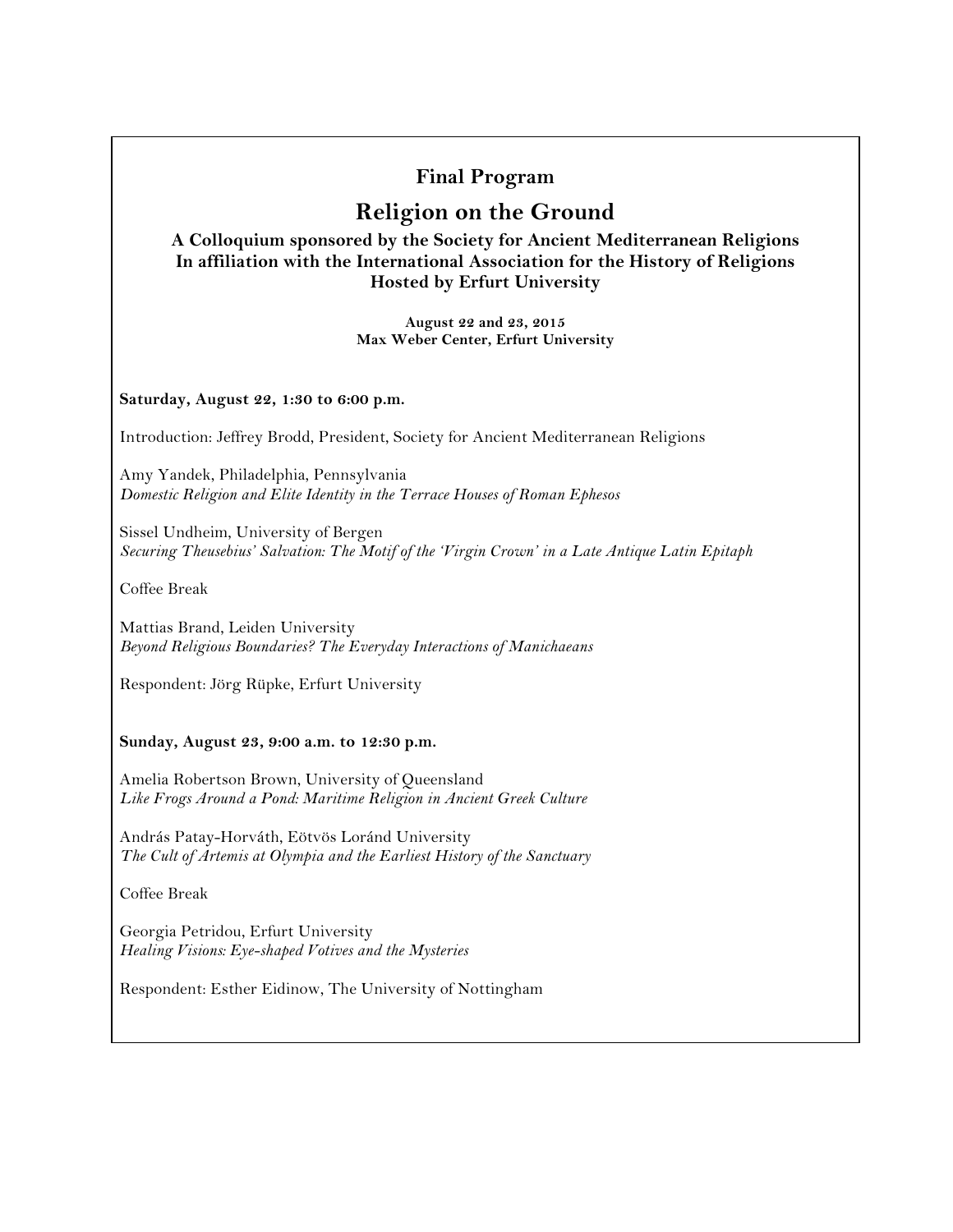## Final Program

# Religion on the Ground

### A Colloquium sponsored by the Society for Ancient Mediterranean Religions
### In affiliation with the International Association for the History of Religions
### Hosted by Erfurt University

**August 22 and 23, 2015**
**Max Weber Center, Erfurt University**

**Saturday, August 22, 1:30 to 6:00 p.m.**

Introduction: Jeffrey Brodd, President, Society for Ancient Mediterranean Religions

Amy Yandek, Philadelphia, Pennsylvania
*Domestic Religion and Elite Identity in the Terrace Houses of Roman Ephesos*

Sissel Undheim, University of Bergen
*Securing Theusebius' Salvation: The Motif of the 'Virgin Crown' in a Late Antique Latin Epitaph*

Coffee Break

Mattias Brand, Leiden University
*Beyond Religious Boundaries? The Everyday Interactions of Manichaeans*

Respondent: Jörg Rüpke, Erfurt University

**Sunday, August 23, 9:00 a.m. to 12:30 p.m.**

Amelia Robertson Brown, University of Queensland
*Like Frogs Around a Pond: Maritime Religion in Ancient Greek Culture*

András Patay-Horváth, Eötvös Loránd University
*The Cult of Artemis at Olympia and the Earliest History of the Sanctuary*

Coffee Break

Georgia Petridou, Erfurt University
*Healing Visions: Eye-shaped Votives and the Mysteries*

Respondent: Esther Eidinow, The University of Nottingham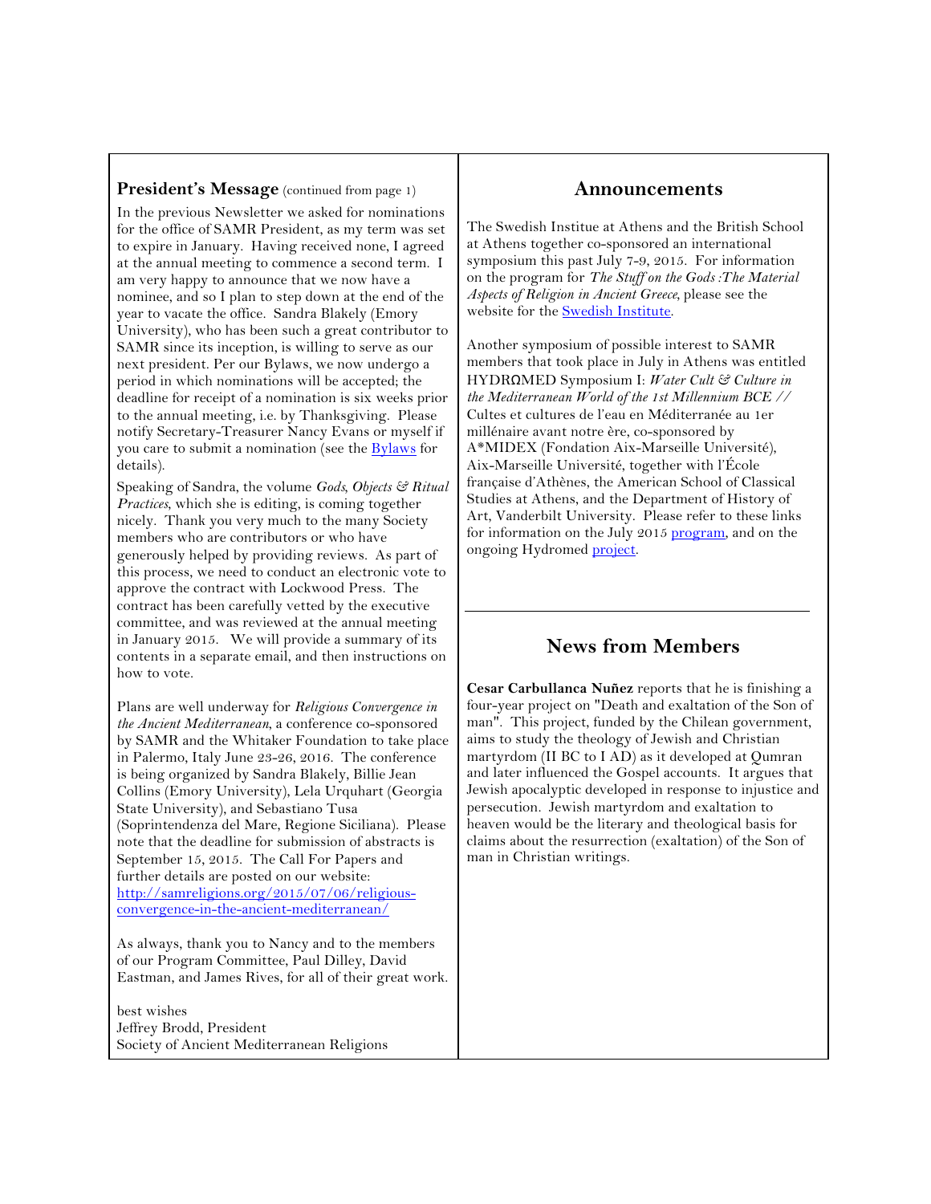## President's Message (continued from page 1)

In the previous Newsletter we asked for nominations for the office of SAMR President, as my term was set to expire in January. Having received none, I agreed at the annual meeting to commence a second term. I am very happy to announce that we now have a nominee, and so I plan to step down at the end of the year to vacate the office. Sandra Blakely (Emory University), who has been such a great contributor to SAMR since its inception, is willing to serve as our next president. Per our Bylaws, we now undergo a period in which nominations will be accepted; the deadline for receipt of a nomination is six weeks prior to the annual meeting, i.e. by Thanksgiving. Please notify Secretary-Treasurer Nancy Evans or myself if you care to submit a nomination (see the [Bylaws] for details).

Speaking of Sandra, the volume *Gods, Objects & Ritual Practices*, which she is editing, is coming together nicely. Thank you very much to the many Society members who are contributors or who have generously helped by providing reviews. As part of this process, we need to conduct an electronic vote to approve the contract with Lockwood Press. The contract has been carefully vetted by the executive committee, and was reviewed at the annual meeting in January 2015. We will provide a summary of its contents in a separate email, and then instructions on how to vote.

Plans are well underway for *Religious Convergence in the Ancient Mediterranean*, a conference co-sponsored by SAMR and the Whitaker Foundation to take place in Palermo, Italy June 23-26, 2016. The conference is being organized by Sandra Blakely, Billie Jean Collins (Emory University), Lela Urquhart (Georgia State University), and Sebastiano Tusa (Soprintendenza del Mare, Regione Siciliana). Please note that the deadline for submission of abstracts is September 15, 2015. The Call For Papers and further details are posted on our website: http://samreligions.org/2015/07/06/religious-convergence-in-the-ancient-mediterranean/

As always, thank you to Nancy and to the members of our Program Committee, Paul Dilley, David Eastman, and James Rives, for all of their great work.

best wishes
Jeffrey Brodd, President
Society of Ancient Mediterranean Religions

## Announcements

The Swedish Institute at Athens and the British School at Athens together co-sponsored an international symposium this past July 7-9, 2015. For information on the program for *The Stuff on the Gods :The Material Aspects of Religion in Ancient Greece*, please see the website for the [Swedish Institute].

Another symposium of possible interest to SAMR members that took place in July in Athens was entitled HYDRΩMED Symposium I: *Water Cult & Culture in the Mediterranean World of the 1st Millennium BCE //* Cultes et cultures de l'eau en Méditerranée au 1er millénaire avant notre ère, co-sponsored by A*MIDEX (Fondation Aix-Marseille Université), Aix-Marseille Université, together with l'École française d'Athènes, the American School of Classical Studies at Athens, and the Department of History of Art, Vanderbilt University. Please refer to these links for information on the July 2015 [program], and on the ongoing Hydromed [project].

## News from Members

**Cesar Carbullanca Nuñez** reports that he is finishing a four-year project on "Death and exaltation of the Son of man". This project, funded by the Chilean government, aims to study the theology of Jewish and Christian martyrdom (II BC to I AD) as it developed at Qumran and later influenced the Gospel accounts. It argues that Jewish apocalyptic developed in response to injustice and persecution. Jewish martyrdom and exaltation to heaven would be the literary and theological basis for claims about the resurrection (exaltation) of the Son of man in Christian writings.